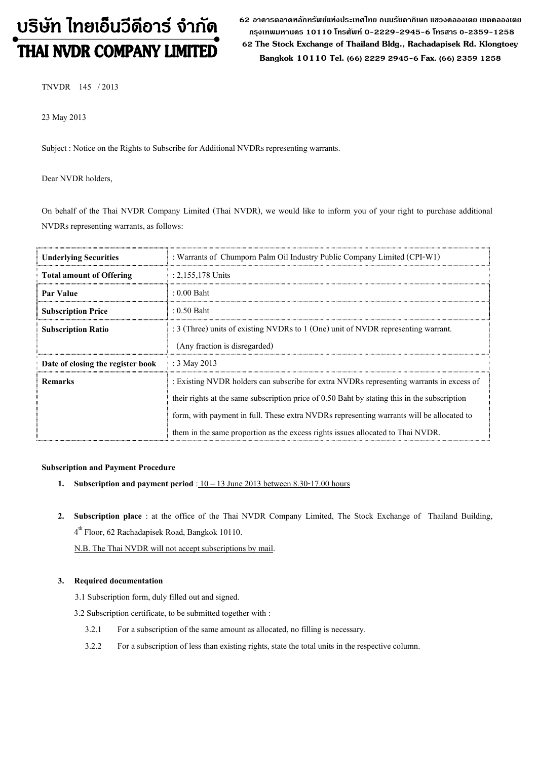# บริษัท ไทยเอ็นวีดีอาร์ จำกัด
# THAI NVDR COMPANY LIMITED

62 อาคารตลาดหลักทรัพย์แห่งประเทศไทย ถนนรัชดาภิเษก แขวงคลองเตย เขตคลองเตย กรุงเทพมหานคร 10110 โทรศัพท์ 0-2229-2945-6 โทรสาร 0-2359-1258
62 The Stock Exchange of Thailand Bldg., Rachadapisek Rd. Klongtoey Bangkok 10110 Tel. (66) 2229 2945-6 Fax. (66) 2359 1258

TNVDR 145 / 2013

23 May 2013

Subject : Notice on the Rights to Subscribe for Additional NVDRs representing warrants.

Dear NVDR holders,

On behalf of the Thai NVDR Company Limited (Thai NVDR), we would like to inform you of your right to purchase additional NVDRs representing warrants, as follows:

| | |
|---|---|
| **Underlying Securities** | : Warrants of Chumporn Palm Oil Industry Public Company Limited (CPI-W1) |
| **Total amount of Offering** | : 2,155,178 Units |
| **Par Value** | : 0.00 Baht |
| **Subscription Price** | : 0.50 Baht |
| **Subscription Ratio** | : 3 (Three) units of existing NVDRs to 1 (One) unit of NVDR representing warrant. (Any fraction is disregarded) |
| **Date of closing the register book** | : 3 May 2013 |
| **Remarks** | : Existing NVDR holders can subscribe for extra NVDRs representing warrants in excess of their rights at the same subscription price of 0.50 Baht by stating this in the subscription form, with payment in full. These extra NVDRs representing warrants will be allocated to them in the same proportion as the excess rights issues allocated to Thai NVDR. |

**Subscription and Payment Procedure**

1. **Subscription and payment period** : 10 – 13 June 2013 between 8.30-17.00 hours

2. **Subscription place** : at the office of the Thai NVDR Company Limited, The Stock Exchange of Thailand Building, 4th Floor, 62 Rachadapisek Road, Bangkok 10110.

   N.B. The Thai NVDR will not accept subscriptions by mail.

3. **Required documentation**

   3.1 Subscription form, duly filled out and signed.

   3.2 Subscription certificate, to be submitted together with :

   3.2.1 For a subscription of the same amount as allocated, no filling is necessary.

   3.2.2 For a subscription of less than existing rights, state the total units in the respective column.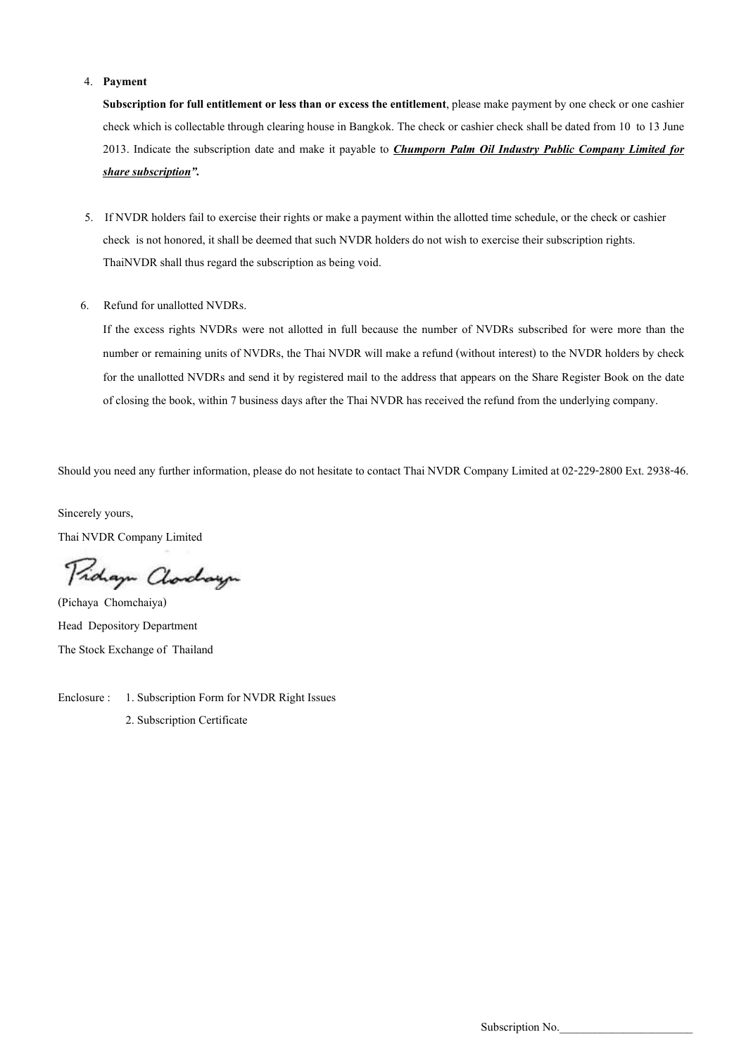4. **Payment**

   **Subscription for full entitlement or less than or excess the entitlement**, please make payment by one check or one cashier check which is collectable through clearing house in Bangkok. The check or cashier check shall be dated from 10 to 13 June 2013. Indicate the subscription date and make it payable to ***Chumporn Palm Oil Industry Public Company Limited for share subscription*"**.

5. If NVDR holders fail to exercise their rights or make a payment within the allotted time schedule, or the check or cashier check is not honored, it shall be deemed that such NVDR holders do not wish to exercise their subscription rights. ThaiNVDR shall thus regard the subscription as being void.

6. Refund for unallotted NVDRs.

   If the excess rights NVDRs were not allotted in full because the number of NVDRs subscribed for were more than the number or remaining units of NVDRs, the Thai NVDR will make a refund (without interest) to the NVDR holders by check for the unallotted NVDRs and send it by registered mail to the address that appears on the Share Register Book on the date of closing the book, within 7 business days after the Thai NVDR has received the refund from the underlying company.

Should you need any further information, please do not hesitate to contact Thai NVDR Company Limited at 02-229-2800 Ext. 2938-46.

Sincerely yours,

Thai NVDR Company Limited

(Pichaya Chomchaiya)

Head Depository Department

The Stock Exchange of Thailand

Enclosure : 1. Subscription Form for NVDR Right Issues

2. Subscription Certificate

Subscription No.______________________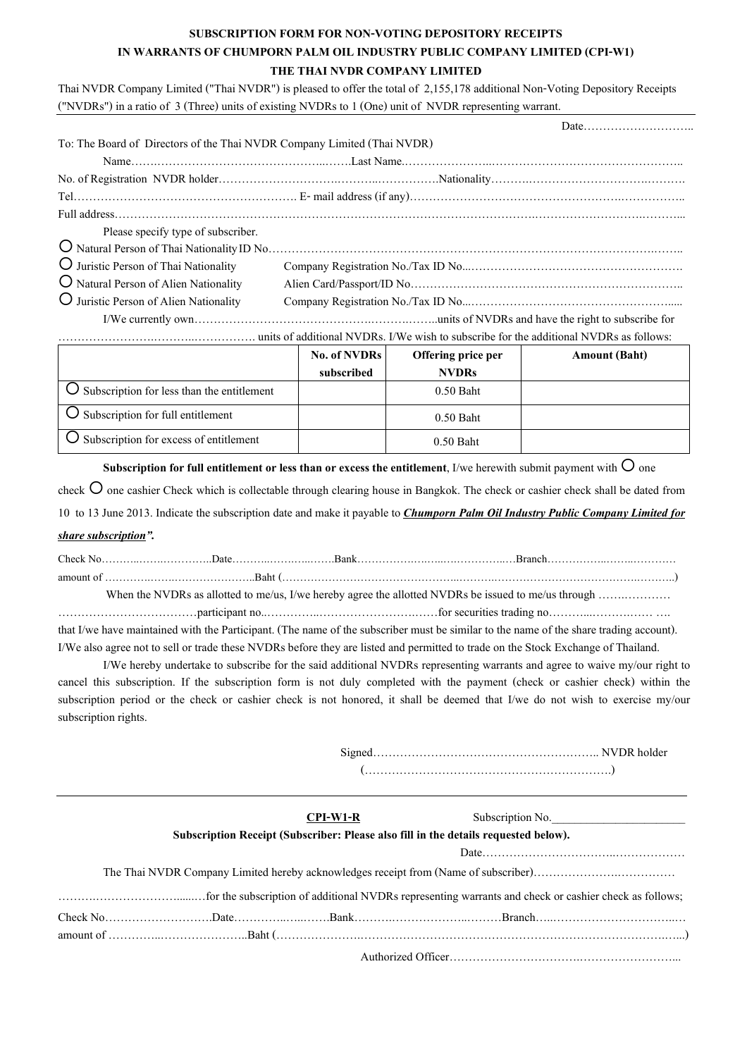## SUBSCRIPTION FORM FOR NON-VOTING DEPOSITORY RECEIPTS IN WARRANTS OF CHUMPORN PALM OIL INDUSTRY PUBLIC COMPANY LIMITED (CPI-W1)

## THE THAI NVDR COMPANY LIMITED

Thai NVDR Company Limited ("Thai NVDR") is pleased to offer the total of 2,155,178 additional Non-Voting Depository Receipts ("NVDRs") in a ratio of 3 (Three) units of existing NVDRs to 1 (One) unit of NVDR representing warrant.

Date………………………..

To: The Board of Directors of the Thai NVDR Company Limited (Thai NVDR)

Name…………………………………………..…….Last Name.…………………..…………………………………………..

No. of Registration NVDR holder……………………….……….…………….Nationality……….…………………………………….

Tel…………………………………………………. E- mail address (if any)…………………………………………………….……………..

Full address………………………………………………………………………………………….…………………………….………...

Please specify type of subscriber.

- ○ Natural Person of Thai Nationality ID No………………………………………………………………………………………………..
- ○ Juristic Person of Thai Nationality Company Registration No./Tax ID No..……………………………………………….
- ○ Natural Person of Alien Nationality Alien Card/Passport/ID No…………………………………………………………..
- ○ Juristic Person of Alien Nationality Company Registration No./Tax ID No..………………………………………………..

I/We currently own……………………………………….……….……..units of NVDRs and have the right to subscribe for ……………………….………..……………. units of additional NVDRs. I/We wish to subscribe for the additional NVDRs as follows:

| | No. of NVDRs subscribed | Offering price per NVDRs | Amount (Baht) |
|---|---|---|---|
| ○ Subscription for less than the entitlement | | 0.50 Baht | |
| ○ Subscription for full entitlement | | 0.50 Baht | |
| ○ Subscription for excess of entitlement | | 0.50 Baht | |

**Subscription for full entitlement or less than or excess the entitlement**, I/we herewith submit payment with ○ one check ○ one cashier Check which is collectable through clearing house in Bangkok. The check or cashier check shall be dated from 10 to 13 June 2013. Indicate the subscription date and make it payable to ***Chumporn Palm Oil Industry Public Company Limited for share subscription".***

Check No………..…….…………..Date……….………...…….Bank………….……...……………..…Branch……………..……..……….

amount of …………..….……………………..Baht (…………………………………………..……….……………………………….……..)

When the NVDRs as allotted to me/us, I/we hereby agree the allotted NVDRs be issued to me/us through …….………… ………………………………participant no..…………..……………………….……for securities trading no………...…….….…. …. that I/we have maintained with the Participant. (The name of the subscriber must be similar to the name of the share trading account). I/We also agree not to sell or trade these NVDRs before they are listed and permitted to trade on the Stock Exchange of Thailand.

I/We hereby undertake to subscribe for the said additional NVDRs representing warrants and agree to waive my/our right to cancel this subscription. If the subscription form is not duly completed with the payment (check or cashier check) within the subscription period or the check or cashier check is not honored, it shall be deemed that I/we do not wish to exercise my/our subscription rights.

Signed………………………………………………….. NVDR holder

(……………………………………………………….)

---

**CPI-W1-R** Subscription No.______________________

**Subscription Receipt (Subscriber: Please also fill in the details requested below).**

Date……………………………..………………

The Thai NVDR Company Limited hereby acknowledges receipt from (Name of subscriber)………………….……………

……….…………………......…for the subscription of additional NVDRs representing warrants and check or cashier check as follows;

Check No……………………….Date…………..…..…….Bank……….……………..………Branch…..……………………..…

amount of …………..…………………..Baht (…………………..…………………………………………………………….…...)

Authorized Officer…………………………….……………………...